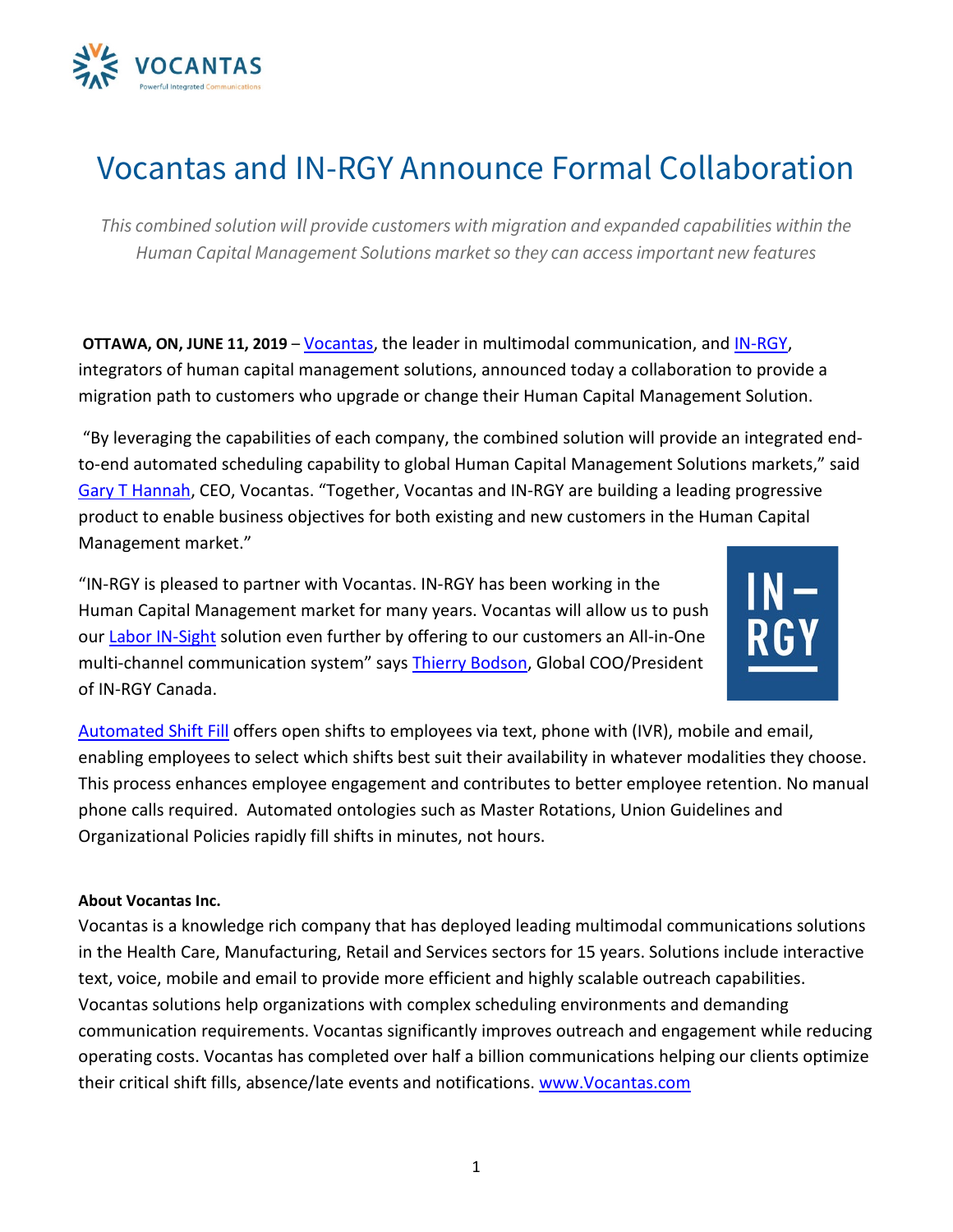# Vocantas and IN-RGY Announce Formal Collaboration

*This combined solution will provide customers with migration and expanded capabilities within the Human Capital Management Solutions market so they can access important new features*

**OTTAWA, ON, JUNE 11, 2019** – Vocantas, the leader in multimodal communication, and IN-RGY, integrators of human capital management solutions, announced today a collaboration to provide a migration path to customers who upgrade or change their Human Capital Management Solution.

"By leveraging the capabilities of each company, the combined solution will provide an integrated end-to-end automated scheduling capability to global Human Capital Management Solutions markets," said Gary T Hannah, CEO, Vocantas. "Together, Vocantas and IN-RGY are building a leading progressive product to enable business objectives for both existing and new customers in the Human Capital Management market."

"IN-RGY is pleased to partner with Vocantas. IN-RGY has been working in the Human Capital Management market for many years. Vocantas will allow us to push our Labor IN-Sight solution even further by offering to our customers an All-in-One multi-channel communication system" says Thierry Bodson, Global COO/President of IN-RGY Canada.

Automated Shift Fill offers open shifts to employees via text, phone with (IVR), mobile and email, enabling employees to select which shifts best suit their availability in whatever modalities they choose. This process enhances employee engagement and contributes to better employee retention. No manual phone calls required. Automated ontologies such as Master Rotations, Union Guidelines and Organizational Policies rapidly fill shifts in minutes, not hours.

**About Vocantas Inc.**

Vocantas is a knowledge rich company that has deployed leading multimodal communications solutions in the Health Care, Manufacturing, Retail and Services sectors for 15 years. Solutions include interactive text, voice, mobile and email to provide more efficient and highly scalable outreach capabilities. Vocantas solutions help organizations with complex scheduling environments and demanding communication requirements. Vocantas significantly improves outreach and engagement while reducing operating costs. Vocantas has completed over half a billion communications helping our clients optimize their critical shift fills, absence/late events and notifications. www.Vocantas.com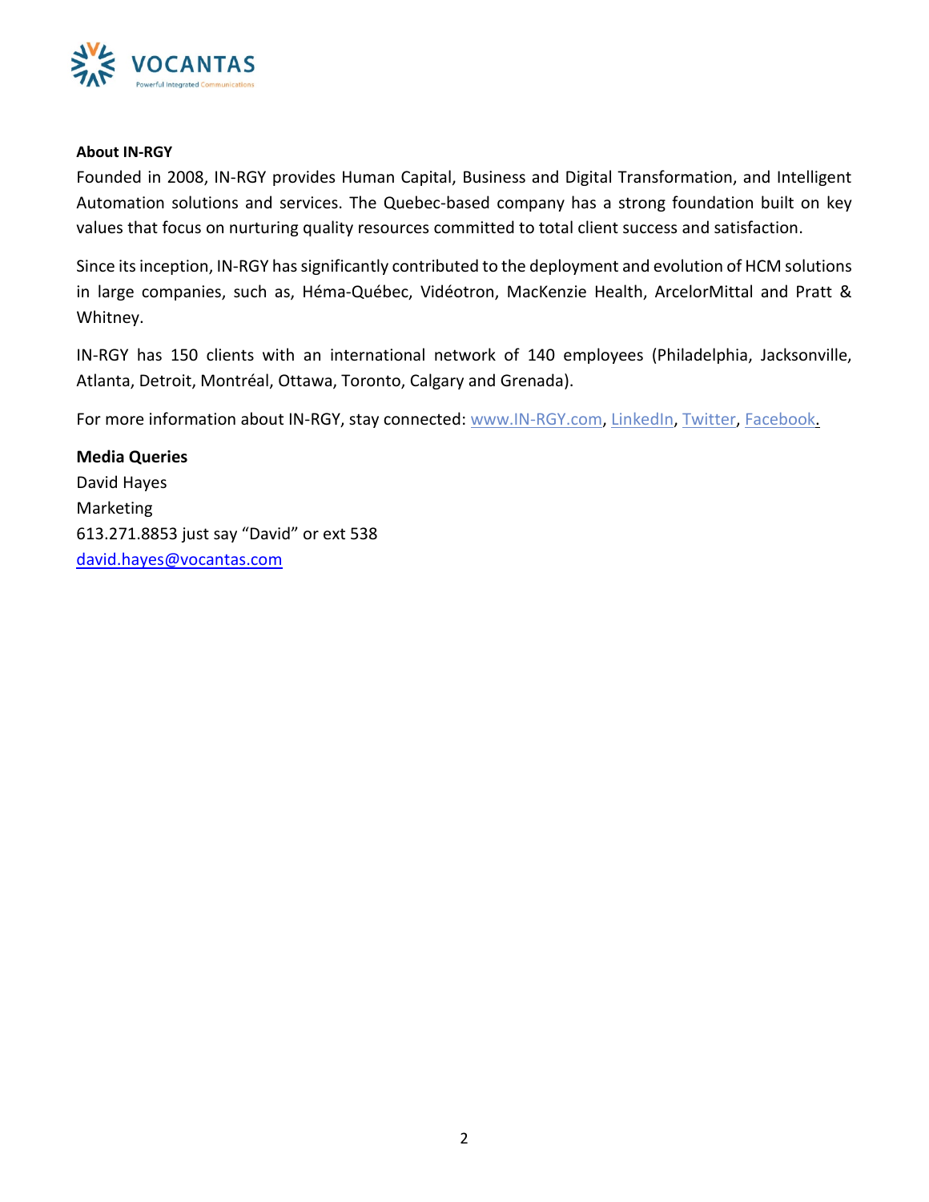**About IN-RGY**

Founded in 2008, IN-RGY provides Human Capital, Business and Digital Transformation, and Intelligent Automation solutions and services. The Quebec-based company has a strong foundation built on key values that focus on nurturing quality resources committed to total client success and satisfaction.

Since its inception, IN-RGY has significantly contributed to the deployment and evolution of HCM solutions in large companies, such as, Héma-Québec, Vidéotron, MacKenzie Health, ArcelorMittal and Pratt & Whitney.

IN-RGY has 150 clients with an international network of 140 employees (Philadelphia, Jacksonville, Atlanta, Detroit, Montréal, Ottawa, Toronto, Calgary and Grenada).

For more information about IN-RGY, stay connected: www.IN-RGY.com, LinkedIn, Twitter, Facebook.

**Media Queries**

David Hayes
Marketing
613.271.8853 just say "David" or ext 538
david.hayes@vocantas.com